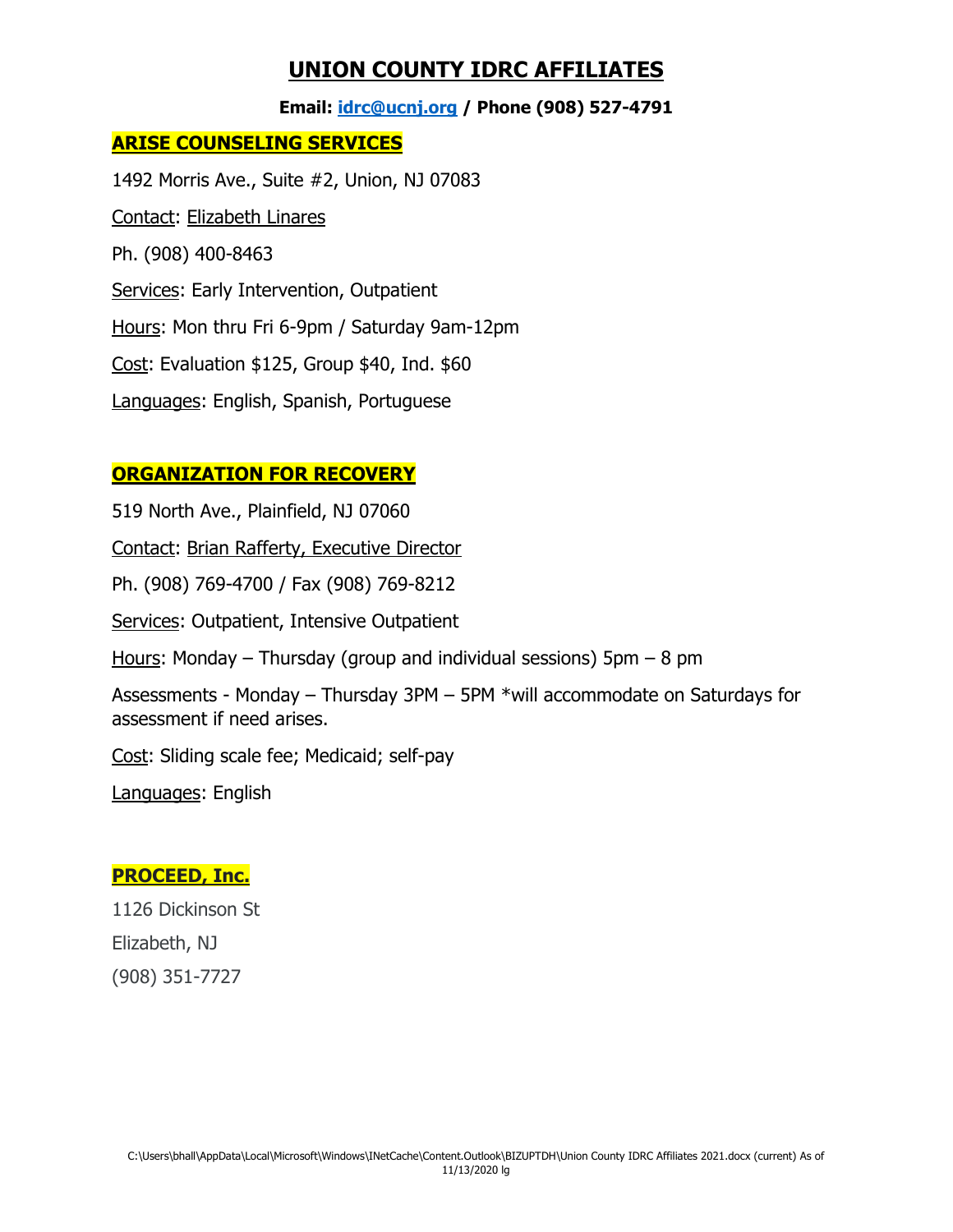# UNION COUNTY IDRC AFFILIATES

**Email: idrc@ucnj.org / Phone (908) 527-4791**

## ARISE COUNSELING SERVICES

1492 Morris Ave., Suite #2, Union, NJ 07083

Contact: Elizabeth Linares

Ph. (908) 400-8463

Services: Early Intervention, Outpatient

Hours: Mon thru Fri 6-9pm / Saturday 9am-12pm

Cost: Evaluation $125, Group $40, Ind. $60

Languages: English, Spanish, Portuguese

## ORGANIZATION FOR RECOVERY

519 North Ave., Plainfield, NJ 07060

Contact: Brian Rafferty, Executive Director

Ph. (908) 769-4700 / Fax (908) 769-8212

Services: Outpatient, Intensive Outpatient

Hours: Monday – Thursday (group and individual sessions) 5pm – 8 pm

Assessments - Monday – Thursday 3PM – 5PM *will accommodate on Saturdays for assessment if need arises.

Cost: Sliding scale fee; Medicaid; self-pay

Languages: English

## PROCEED, Inc.

1126 Dickinson St

Elizabeth, NJ

(908) 351-7727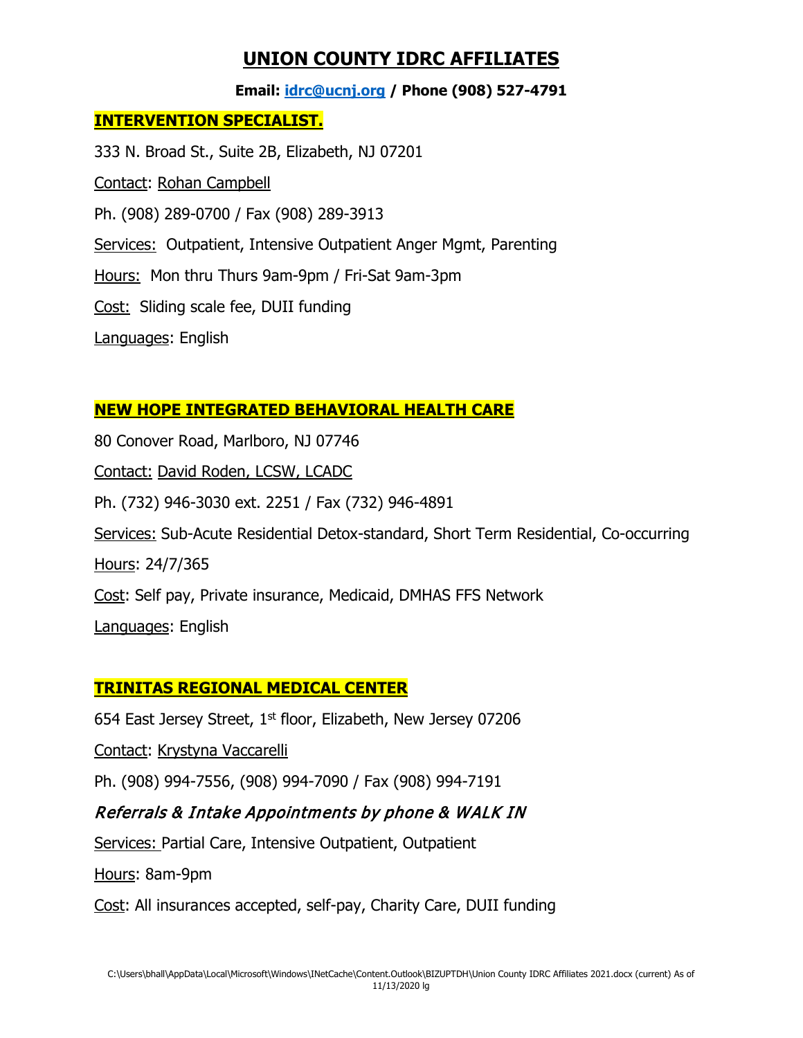# UNION COUNTY IDRC AFFILIATES

**Email: [idrc@ucnj.org](mailto:idrc@ucnj.org) / Phone (908) 527-4791**

## INTERVENTION SPECIALIST.

333 N. Broad St., Suite 2B, Elizabeth, NJ 07201

Contact: Rohan Campbell

Ph. (908) 289-0700 / Fax (908) 289-3913

Services: Outpatient, Intensive Outpatient Anger Mgmt, Parenting

Hours: Mon thru Thurs 9am-9pm / Fri-Sat 9am-3pm

Cost: Sliding scale fee, DUII funding

Languages: English

## NEW HOPE INTEGRATED BEHAVIORAL HEALTH CARE

80 Conover Road, Marlboro, NJ 07746

Contact: David Roden, LCSW, LCADC

Ph. (732) 946-3030 ext. 2251 / Fax (732) 946-4891

Services: Sub-Acute Residential Detox-standard, Short Term Residential, Co-occurring

Hours: 24/7/365

Cost: Self pay, Private insurance, Medicaid, DMHAS FFS Network

Languages: English

## TRINITAS REGIONAL MEDICAL CENTER

654 East Jersey Street, 1st floor, Elizabeth, New Jersey 07206

Contact: Krystyna Vaccarelli

Ph. (908) 994-7556, (908) 994-7090 / Fax (908) 994-7191

*Referrals & Intake Appointments by phone & WALK IN*

Services: Partial Care, Intensive Outpatient, Outpatient

Hours: 8am-9pm

Cost: All insurances accepted, self-pay, Charity Care, DUII funding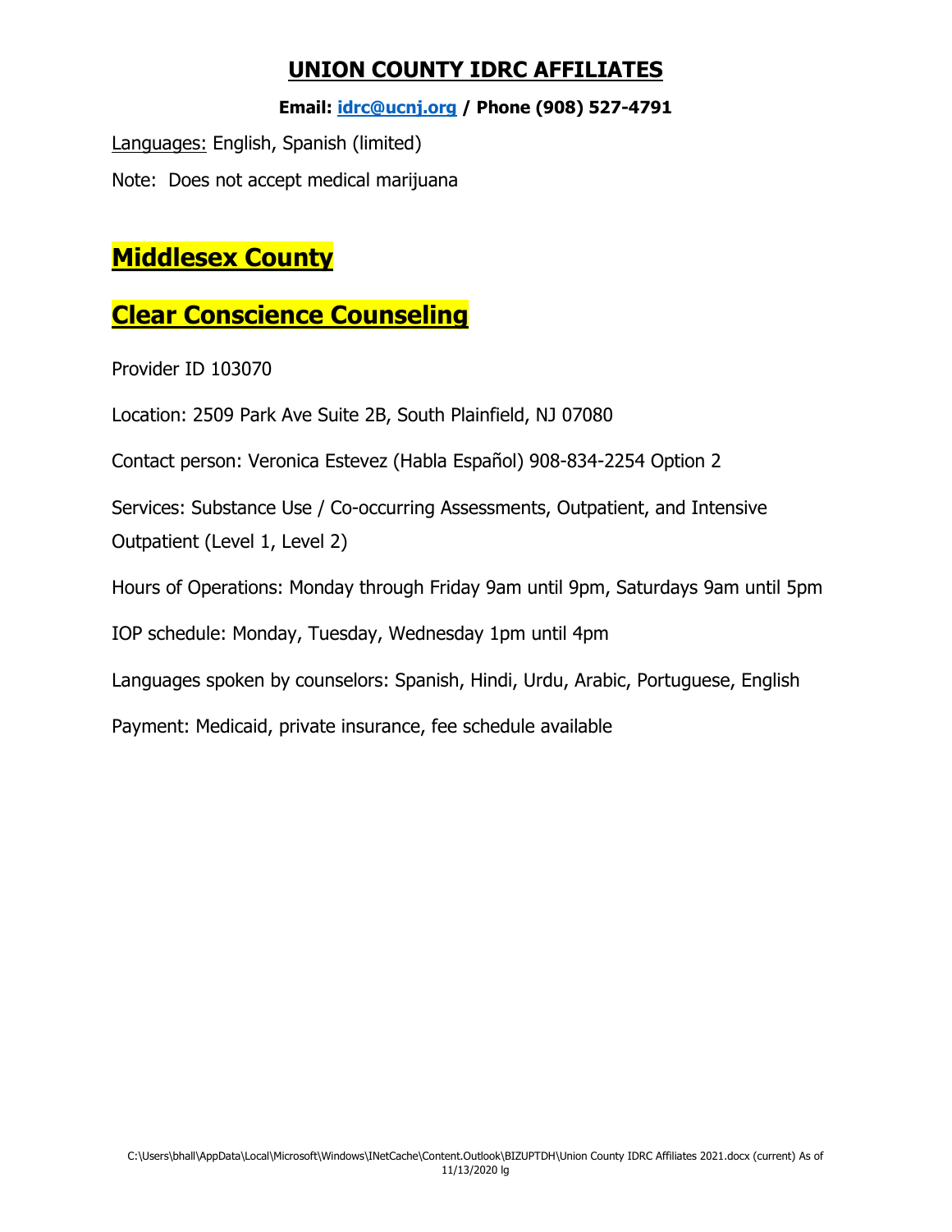# UNION COUNTY IDRC AFFILIATES

**Email: idrc@ucnj.org / Phone (908) 527-4791**

Languages: English, Spanish (limited)

Note: Does not accept medical marijuana

## Middlesex County

## Clear Conscience Counseling

Provider ID 103070

Location: 2509 Park Ave Suite 2B, South Plainfield, NJ 07080

Contact person: Veronica Estevez (Habla Español) 908-834-2254 Option 2

Services: Substance Use / Co-occurring Assessments, Outpatient, and Intensive Outpatient (Level 1, Level 2)

Hours of Operations: Monday through Friday 9am until 9pm, Saturdays 9am until 5pm

IOP schedule: Monday, Tuesday, Wednesday 1pm until 4pm

Languages spoken by counselors: Spanish, Hindi, Urdu, Arabic, Portuguese, English

Payment: Medicaid, private insurance, fee schedule available